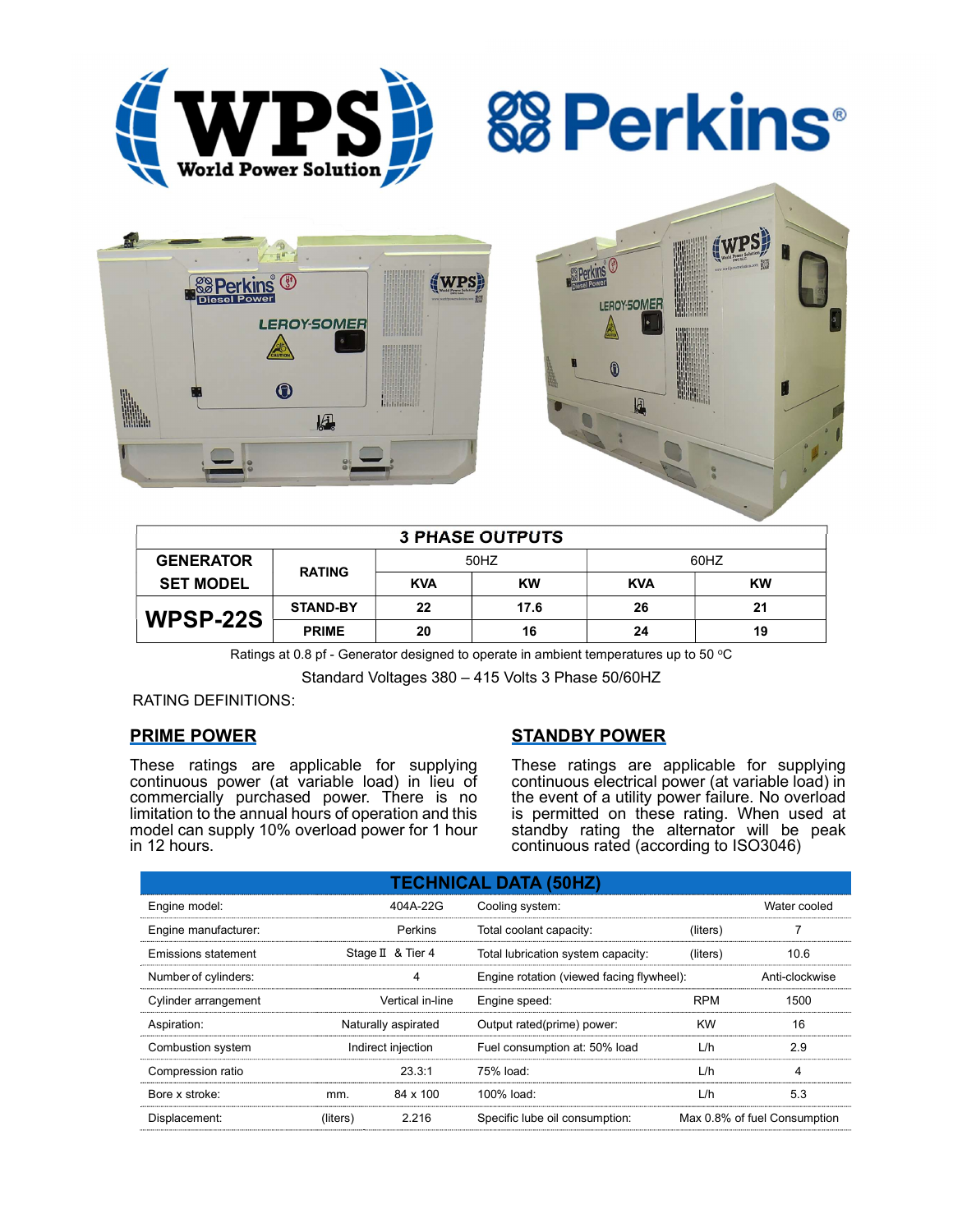| GENERATOR SET MODEL | RATING | 50HZ | | 60HZ | |
|---|---|---|---|---|---|
| | | KVA | KW | KVA | KW |
| WPSP-22S | STAND-BY | 22 | 17.6 | 26 | 21 |
| | PRIME | 20 | 16 | 24 | 19 |

**3 PHASE OUTPUTS**

Ratings at 0.8 pf - Generator designed to operate in ambient temperatures up to 50 ºC

Standard Voltages 380 – 415 Volts 3 Phase 50/60HZ

RATING DEFINITIONS:

## PRIME POWER

These ratings are applicable for supplying continuous power (at variable load) in lieu of commercially purchased power. There is no limitation to the annual hours of operation and this model can supply 10% overload power for 1 hour in 12 hours.

## STANDBY POWER

These ratings are applicable for supplying continuous electrical power (at variable load) in the event of a utility power failure. No overload is permitted on these rating. When used at standby rating the alternator will be peak continuous rated (according to ISO3046)

## TECHNICAL DATA (50HZ)

| | | | | | |
|---|---|---|---|---|---|
| Engine model: | | 404A-22G | Cooling system: | | Water cooled |
| Engine manufacturer: | | Perkins | Total coolant capacity: | (liters) | 7 |
| Emissions statement | | Stage Ⅱ & Tier 4 | Total lubrication system capacity: | (liters) | 10.6 |
| Number of cylinders: | | 4 | Engine rotation (viewed facing flywheel): | | Anti-clockwise |
| Cylinder arrangement | | Vertical in-line | Engine speed: | RPM | 1500 |
| Aspiration: | | Naturally aspirated | Output rated(prime) power: | KW | 16 |
| Combustion system | | Indirect injection | Fuel consumption at: 50% load | L/h | 2.9 |
| Compression ratio | | 23.3:1 | 75% load: | L/h | 4 |
| Bore x stroke: | mm. | 84 x 100 | 100% load: | L/h | 5.3 |
| Displacement: | (liters) | 2.216 | Specific lube oil consumption: | | Max 0.8% of fuel Consumption |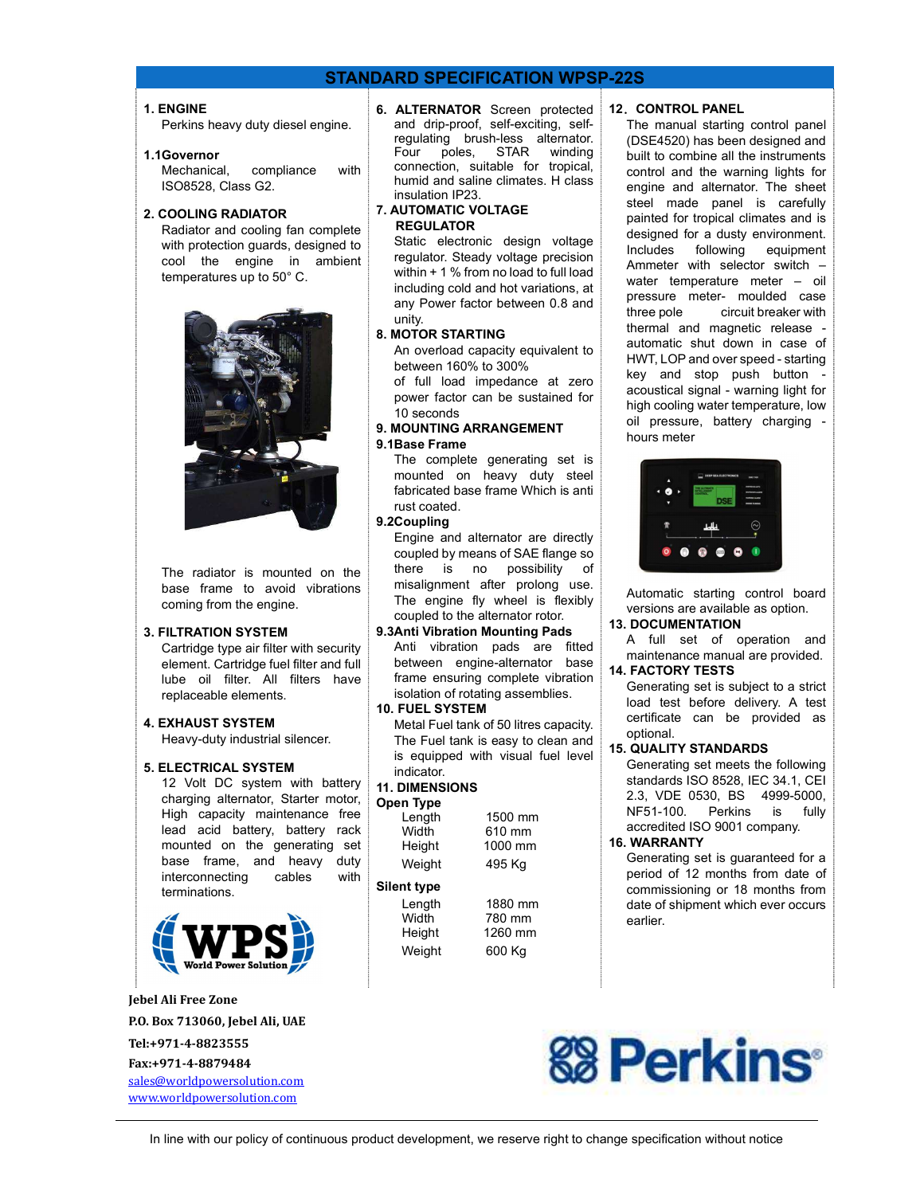# STANDARD SPECIFICATION WPSP-22S

## 1. ENGINE

Perkins heavy duty diesel engine.

### 1.1Governor

Mechanical, compliance with ISO8528, Class G2.

## 2. COOLING RADIATOR

Radiator and cooling fan complete with protection guards, designed to cool the engine in ambient temperatures up to 50° C.

The radiator is mounted on the base frame to avoid vibrations coming from the engine.

## 3. FILTRATION SYSTEM

Cartridge type air filter with security element. Cartridge fuel filter and full lube oil filter. All filters have replaceable elements.

## 4. EXHAUST SYSTEM

Heavy-duty industrial silencer.

## 5. ELECTRICAL SYSTEM

12 Volt DC system with battery charging alternator, Starter motor, High capacity maintenance free lead acid battery, battery rack mounted on the generating set base frame, and heavy duty interconnecting cables with terminations.

## 6. ALTERNATOR

Screen protected and drip-proof, self-exciting, self-regulating brush-less alternator. Four poles, STAR winding connection, suitable for tropical, humid and saline climates. H class insulation IP23.

## 7. AUTOMATIC VOLTAGE REGULATOR

Static electronic design voltage regulator. Steady voltage precision within + 1 % from no load to full load including cold and hot variations, at any Power factor between 0.8 and unity.

## 8. MOTOR STARTING

An overload capacity equivalent to between 160% to 300% of full load impedance at zero power factor can be sustained for 10 seconds

## 9. MOUNTING ARRANGEMENT

### 9.1Base Frame

The complete generating set is mounted on heavy duty steel fabricated base frame Which is anti rust coated.

### 9.2Coupling

Engine and alternator are directly coupled by means of SAE flange so there is no possibility of misalignment after prolong use. The engine fly wheel is flexibly coupled to the alternator rotor.

### 9.3Anti Vibration Mounting Pads

Anti vibration pads are fitted between engine-alternator base frame ensuring complete vibration isolation of rotating assemblies.

## 10. FUEL SYSTEM

Metal Fuel tank of 50 litres capacity. The Fuel tank is easy to clean and is equipped with visual fuel level indicator.

## 11. DIMENSIONS

**Open Type**

| | |
|---|---|
| Length | 1500 mm |
| Width | 610 mm |
| Height | 1000 mm |
| Weight | 495 Kg |

**Silent type**

| | |
|---|---|
| Length | 1880 mm |
| Width | 780 mm |
| Height | 1260 mm |
| Weight | 600 Kg |

## 12. CONTROL PANEL

The manual starting control panel (DSE4520) has been designed and built to combine all the instruments control and the warning lights for engine and alternator. The sheet steel made panel is carefully painted for tropical climates and is designed for a dusty environment. Includes following equipment Ammeter with selector switch – water temperature meter – oil pressure meter- moulded case three pole circuit breaker with thermal and magnetic release - automatic shut down in case of HWT, LOP and over speed - starting key and stop push button - acoustical signal - warning light for high cooling water temperature, low oil pressure, battery charging - hours meter

Automatic starting control board versions are available as option.

## 13. DOCUMENTATION

A full set of operation and maintenance manual are provided.

## 14. FACTORY TESTS

Generating set is subject to a strict load test before delivery. A test certificate can be provided as optional.

## 15. QUALITY STANDARDS

Generating set meets the following standards ISO 8528, IEC 34.1, CEI 2.3, VDE 0530, BS 4999-5000, NF51-100. Perkins is fully accredited ISO 9001 company.

## 16. WARRANTY

Generating set is guaranteed for a period of 12 months from date of commissioning or 18 months from date of shipment which ever occurs earlier.

WPS World Power Solution

**Jebel Ali Free Zone**
**P.O. Box 713060, Jebel Ali, UAE**
**Tel:+971-4-8823555**
**Fax:+971-4-8879484**
sales@worldpowersolution.com
www.worldpowersolution.com

Perkins

In line with our policy of continuous product development, we reserve right to change specification without notice